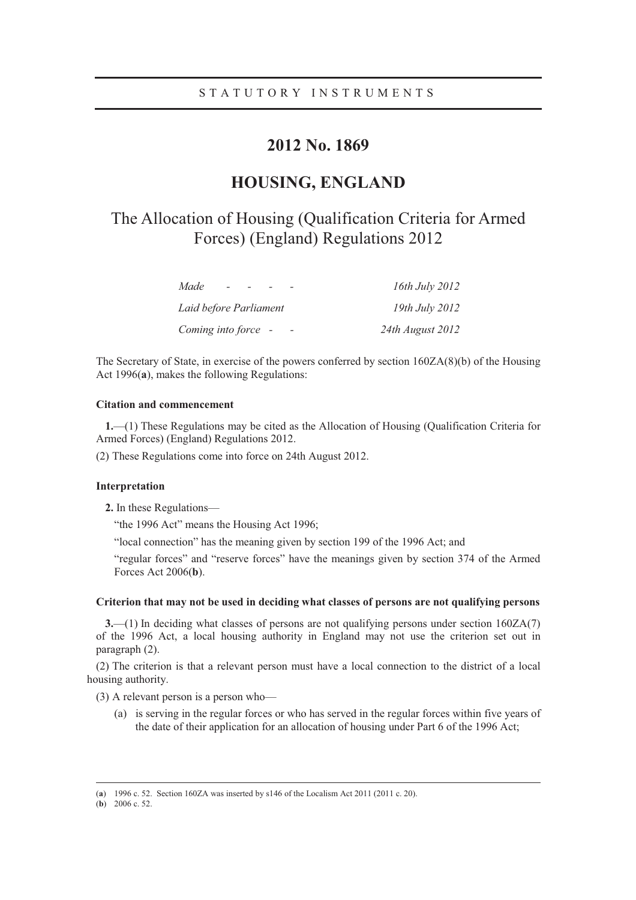STATUTORY INSTRUMENTS

# 2012 No. 1869

# HOUSING, ENGLAND

## The Allocation of Housing (Qualification Criteria for Armed Forces) (England) Regulations 2012

| | |
|---|---|
| *Made* - - - - | *16th July 2012* |
| *Laid before Parliament* | *19th July 2012* |
| *Coming into force* - - | *24th August 2012* |

The Secretary of State, in exercise of the powers conferred by section 160ZA(8)(b) of the Housing Act 1996(**a**), makes the following Regulations:

### Citation and commencement

**1.**—(1) These Regulations may be cited as the Allocation of Housing (Qualification Criteria for Armed Forces) (England) Regulations 2012.

(2) These Regulations come into force on 24th August 2012.

### Interpretation

**2.** In these Regulations—

"the 1996 Act" means the Housing Act 1996;

"local connection" has the meaning given by section 199 of the 1996 Act; and

"regular forces" and "reserve forces" have the meanings given by section 374 of the Armed Forces Act 2006(**b**).

### Criterion that may not be used in deciding what classes of persons are not qualifying persons

**3.**—(1) In deciding what classes of persons are not qualifying persons under section 160ZA(7) of the 1996 Act, a local housing authority in England may not use the criterion set out in paragraph (2).

(2) The criterion is that a relevant person must have a local connection to the district of a local housing authority.

(3) A relevant person is a person who—

(a) is serving in the regular forces or who has served in the regular forces within five years of the date of their application for an allocation of housing under Part 6 of the 1996 Act;

---

(**a**) 1996 c. 52. Section 160ZA was inserted by s146 of the Localism Act 2011 (2011 c. 20).

(**b**) 2006 c. 52.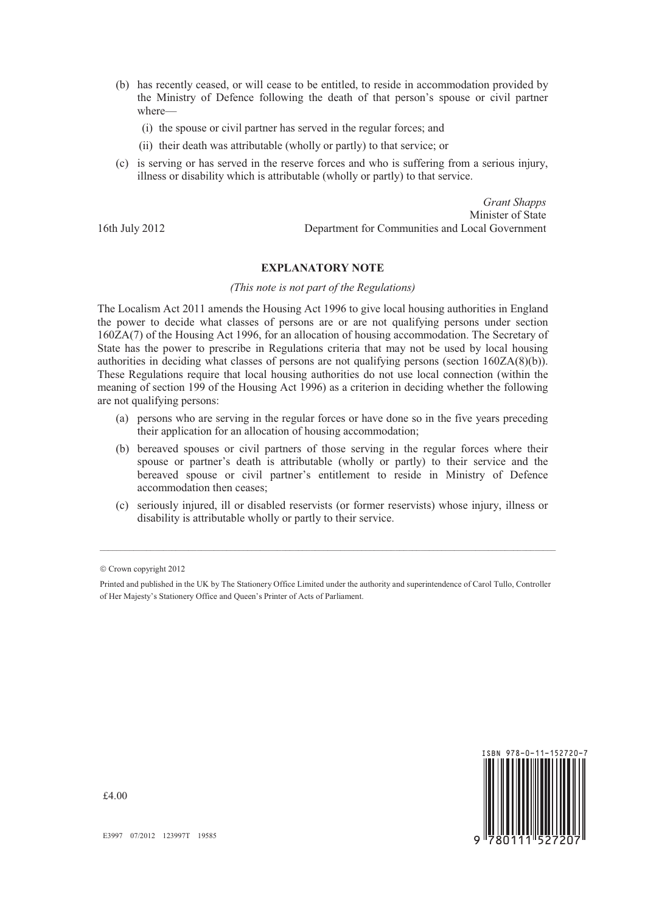(b) has recently ceased, or will cease to be entitled, to reside in accommodation provided by the Ministry of Defence following the death of that person's spouse or civil partner where—

(i) the spouse or civil partner has served in the regular forces; and

(ii) their death was attributable (wholly or partly) to that service; or

(c) is serving or has served in the reserve forces and who is suffering from a serious injury, illness or disability which is attributable (wholly or partly) to that service.

*Grant Shapps*
Minister of State
Department for Communities and Local Government

16th July 2012

## EXPLANATORY NOTE

*(This note is not part of the Regulations)*

The Localism Act 2011 amends the Housing Act 1996 to give local housing authorities in England the power to decide what classes of persons are or are not qualifying persons under section 160ZA(7) of the Housing Act 1996, for an allocation of housing accommodation. The Secretary of State has the power to prescribe in Regulations criteria that may not be used by local housing authorities in deciding what classes of persons are not qualifying persons (section 160ZA(8)(b)). These Regulations require that local housing authorities do not use local connection (within the meaning of section 199 of the Housing Act 1996) as a criterion in deciding whether the following are not qualifying persons:

(a) persons who are serving in the regular forces or have done so in the five years preceding their application for an allocation of housing accommodation;

(b) bereaved spouses or civil partners of those serving in the regular forces where their spouse or partner's death is attributable (wholly or partly) to their service and the bereaved spouse or civil partner's entitlement to reside in Ministry of Defence accommodation then ceases;

(c) seriously injured, ill or disabled reservists (or former reservists) whose injury, illness or disability is attributable wholly or partly to their service.

---

© Crown copyright 2012

Printed and published in the UK by The Stationery Office Limited under the authority and superintendence of Carol Tullo, Controller of Her Majesty's Stationery Office and Queen's Printer of Acts of Parliament.

£4.00

ISBN 978-0-11-152720-7

E3997 07/2012 123997T 19585